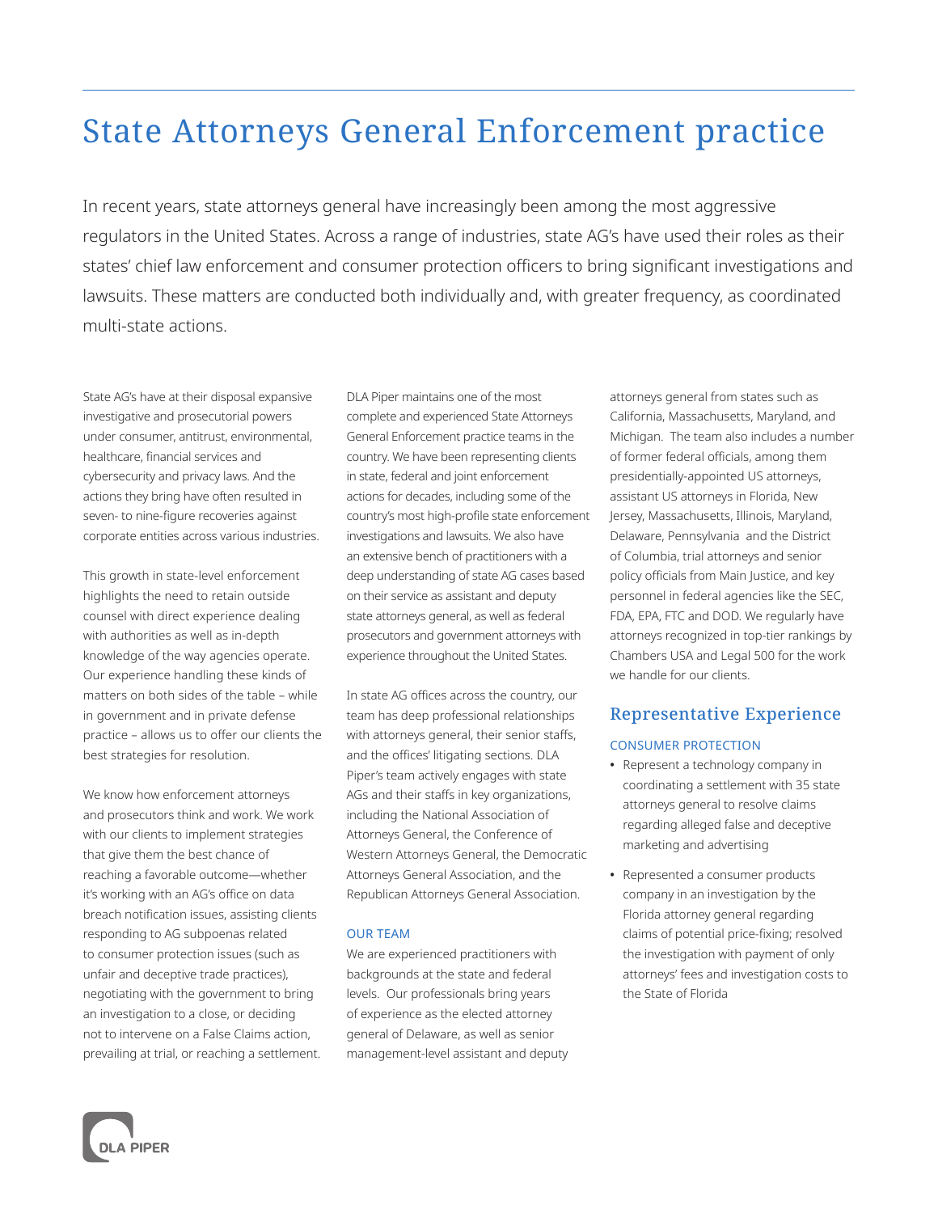# State Attorneys General Enforcement practice

In recent years, state attorneys general have increasingly been among the most aggressive regulators in the United States. Across a range of industries, state AG's have used their roles as their states' chief law enforcement and consumer protection officers to bring significant investigations and lawsuits. These matters are conducted both individually and, with greater frequency, as coordinated multi-state actions.

State AG's have at their disposal expansive investigative and prosecutorial powers under consumer, antitrust, environmental, healthcare, financial services and cybersecurity and privacy laws. And the actions they bring have often resulted in seven- to nine-figure recoveries against corporate entities across various industries.

This growth in state-level enforcement highlights the need to retain outside counsel with direct experience dealing with authorities as well as in-depth knowledge of the way agencies operate. Our experience handling these kinds of matters on both sides of the table – while in government and in private defense practice – allows us to offer our clients the best strategies for resolution.

We know how enforcement attorneys and prosecutors think and work. We work with our clients to implement strategies that give them the best chance of reaching a favorable outcome—whether it's working with an AG's office on data breach notification issues, assisting clients responding to AG subpoenas related to consumer protection issues (such as unfair and deceptive trade practices), negotiating with the government to bring an investigation to a close, or deciding not to intervene on a False Claims action, prevailing at trial, or reaching a settlement.

DLA Piper maintains one of the most complete and experienced State Attorneys General practice teams in the country. We have been representing clients in state, federal and joint enforcement actions for decades, including some of the country's most high-profile state enforcement investigations and lawsuits. We also have an extensive bench of practitioners with a deep understanding of state AG cases based on their service as assistant and deputy state attorneys general, as well as federal prosecutors and government attorneys with experience throughout the United States.

In state AG offices across the country, our team has deep professional relationships with attorneys general, their senior staffs, and the offices' litigating sections. DLA Piper's team actively engages with state AGs and their staffs in key organizations, including the National Association of Attorneys General, the Conference of Western Attorneys General, the Democratic Attorneys General Association, and the Republican Attorneys General Association.

### OUR TEAM

We are experienced practitioners with backgrounds at the state and federal levels. Our professionals bring years of experience as the elected attorney general of Delaware, as well as senior management-level assistant and deputy attorneys general from states such as California, Massachusetts, Maryland, and Michigan. The team also includes a number of former federal officials, among them presidentially-appointed US attorneys, assistant US attorneys in Florida, New Jersey, Massachusetts, Illinois, Maryland, Delaware, Pennsylvania and the District of Columbia, trial attorneys and senior policy officials from Main Justice, and key personnel in federal agencies like the SEC, FDA, EPA, FTC and DOD. We regularly have attorneys recognized in top-tier rankings by Chambers USA and Legal 500 for the work we handle for our clients.

## Representative Experience

### CONSUMER PROTECTION

- Represent a technology company in coordinating a settlement with 35 state attorneys general to resolve claims regarding alleged false and deceptive marketing and advertising
- Represented a consumer products company in an investigation by the Florida attorney general regarding claims of potential price-fixing; resolved the investigation with payment of only attorneys' fees and investigation costs to the State of Florida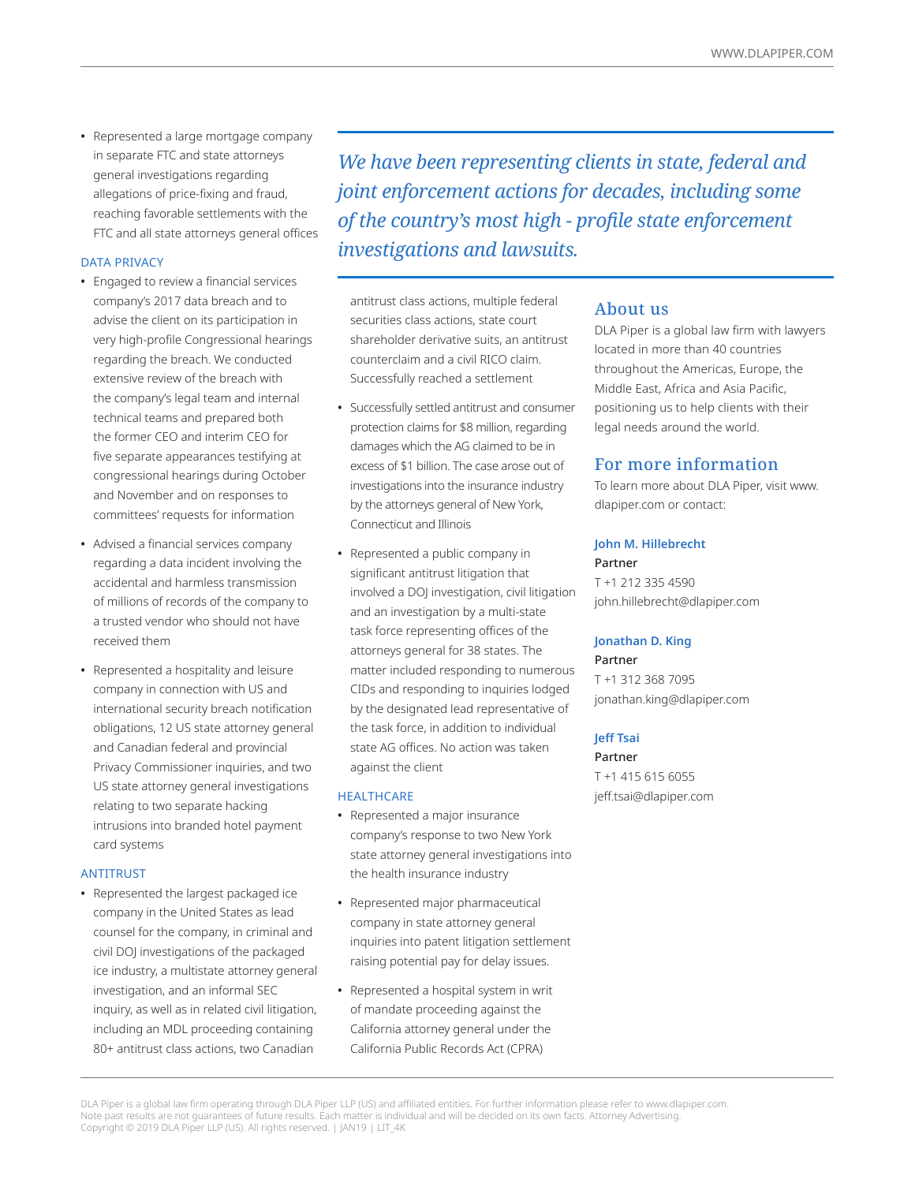- Represented a large mortgage company in separate FTC and state attorneys general investigations regarding allegations of price-fixing and fraud, reaching favorable settlements with the FTC and all state attorneys general offices

### DATA PRIVACY

- Engaged to review a financial services company's 2017 data breach and to advise the client on its participation in very high-profile Congressional hearings regarding the breach. We conducted extensive review of the breach with the company's legal team and internal technical teams and prepared both the former CEO and interim CEO for five separate appearances testifying at congressional hearings during October and November and on responses to committees' requests for information
- Advised a financial services company regarding a data incident involving the accidental and harmless transmission of millions of records of the company to a trusted vendor who should not have received them
- Represented a hospitality and leisure company in connection with US and international security breach notification obligations, 12 US state attorney general and Canadian federal and provincial Privacy Commissioner inquiries, and two US state attorney general investigations relating to two separate hacking intrusions into branded hotel payment card systems

### ANTITRUST

- Represented the largest packaged ice company in the United States as lead counsel for the company, in criminal and civil DOJ investigations of the packaged ice industry, a multistate attorney general investigation, and an informal SEC inquiry, as well as in related civil litigation, including an MDL proceeding containing 80+ antitrust class actions, two Canadian antitrust class actions, multiple federal securities class actions, state court shareholder derivative suits, an antitrust counterclaim and a civil RICO claim. Successfully reached a settlement
- Successfully settled antitrust and consumer protection claims for $8 million, regarding damages which the AG claimed to be in excess of $1 billion. The case arose out of investigations into the insurance industry by the attorneys general of New York, Connecticut and Illinois
- Represented a public company in significant antitrust litigation that involved a DOJ investigation, civil litigation and an investigation by a multi-state task force representing offices of the attorneys general for 38 states. The matter included responding to numerous CIDs and responding to inquiries lodged by the designated lead representative of the task force, in addition to individual state AG offices. No action was taken against the client

### HEALTHCARE

- Represented a major insurance company's response to two New York state attorney general investigations into the health insurance industry
- Represented major pharmaceutical company in state attorney general inquiries into patent litigation settlement raising potential pay for delay issues.
- Represented a hospital system in writ of mandate proceeding against the California attorney general under the California Public Records Act (CPRA)

*We have been representing clients in state, federal and joint enforcement actions for decades, including some of the country's most high - profile state enforcement investigations and lawsuits.*

## About us

DLA Piper is a global law firm with lawyers located in more than 40 countries throughout the Americas, Europe, the Middle East, Africa and Asia Pacific, positioning us to help clients with their legal needs around the world.

## For more information

To learn more about DLA Piper, visit www.dlapiper.com or contact:

**John M. Hillebrecht**
Partner
T +1 212 335 4590
john.hillebrecht@dlapiper.com

**Jonathan D. King**
Partner
T +1 312 368 7095
jonathan.king@dlapiper.com

**Jeff Tsai**
Partner
T +1 415 615 6055
jeff.tsai@dlapiper.com

DLA Piper is a global law firm operating through DLA Piper LLP (US) and affiliated entities. For further information please refer to www.dlapiper.com.
Note past results are not guarantees of future results. Each matter is individual and will be decided on its own facts. Attorney Advertising.
Copyright © 2019 DLA Piper LLP (US). All rights reserved. | JAN19 | LIT_4K